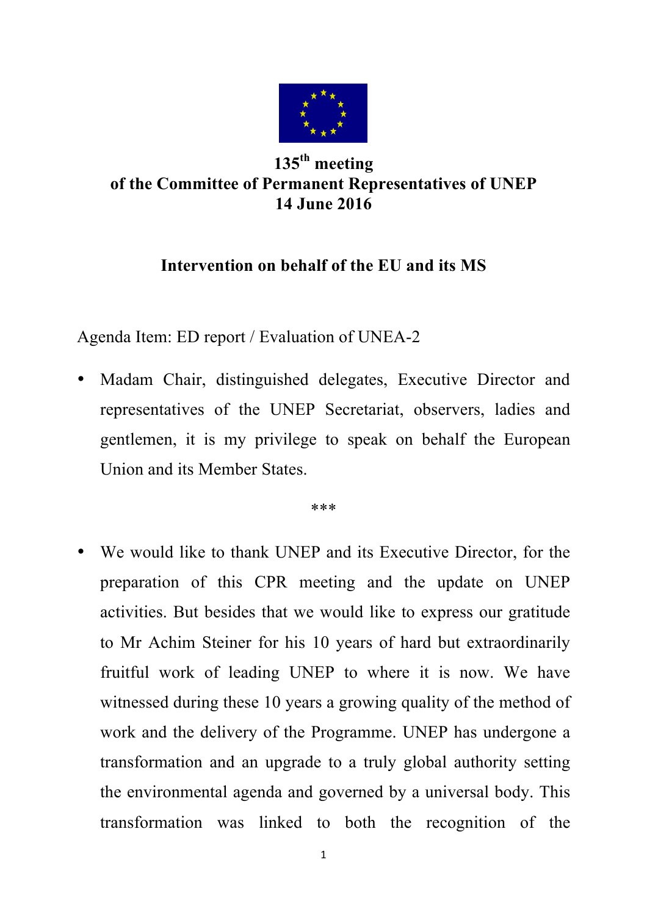**135th meeting**
**of the Committee of Permanent Representatives of UNEP**
**14 June 2016**

**Intervention on behalf of the EU and its MS**

Agenda Item: ED report / Evaluation of UNEA-2

- Madam Chair, distinguished delegates, Executive Director and representatives of the UNEP Secretariat, observers, ladies and gentlemen, it is my privilege to speak on behalf the European Union and its Member States.

***

- We would like to thank UNEP and its Executive Director, for the preparation of this CPR meeting and the update on UNEP activities. But besides that we would like to express our gratitude to Mr Achim Steiner for his 10 years of hard but extraordinarily fruitful work of leading UNEP to where it is now. We have witnessed during these 10 years a growing quality of the method of work and the delivery of the Programme. UNEP has undergone a transformation and an upgrade to a truly global authority setting the environmental agenda and governed by a universal body. This transformation was linked to both the recognition of the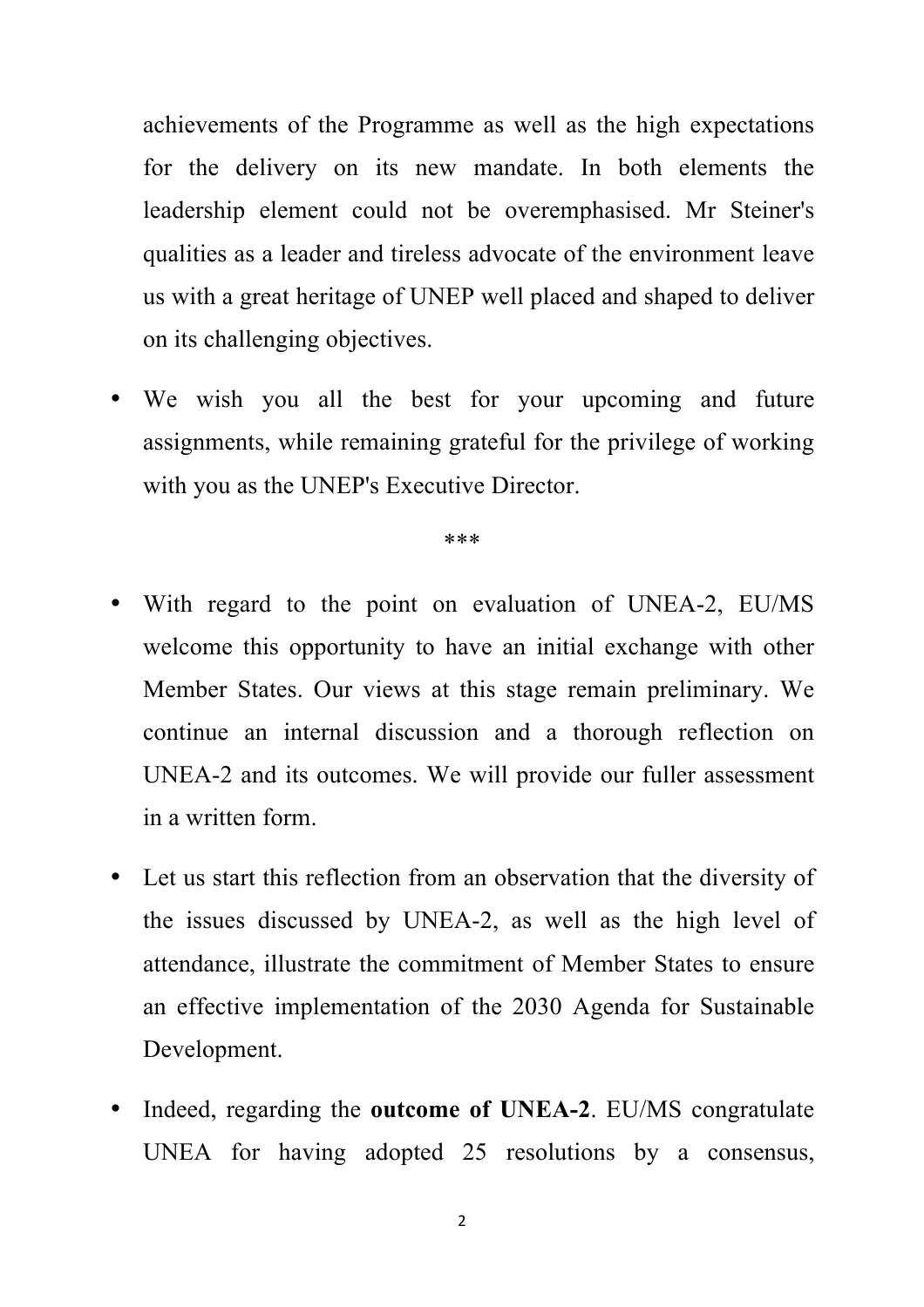achievements of the Programme as well as the high expectations for the delivery on its new mandate. In both elements the leadership element could not be overemphasised. Mr Steiner's qualities as a leader and tireless advocate of the environment leave us with a great heritage of UNEP well placed and shaped to deliver on its challenging objectives.

- We wish you all the best for your upcoming and future assignments, while remaining grateful for the privilege of working with you as the UNEP's Executive Director.

***

- With regard to the point on evaluation of UNEA-2, EU/MS welcome this opportunity to have an initial exchange with other Member States. Our views at this stage remain preliminary. We continue an internal discussion and a thorough reflection on UNEA-2 and its outcomes. We will provide our fuller assessment in a written form.

- Let us start this reflection from an observation that the diversity of the issues discussed by UNEA-2, as well as the high level of attendance, illustrate the commitment of Member States to ensure an effective implementation of the 2030 Agenda for Sustainable Development.

- Indeed, regarding the **outcome of UNEA-2**. EU/MS congratulate UNEA for having adopted 25 resolutions by a consensus,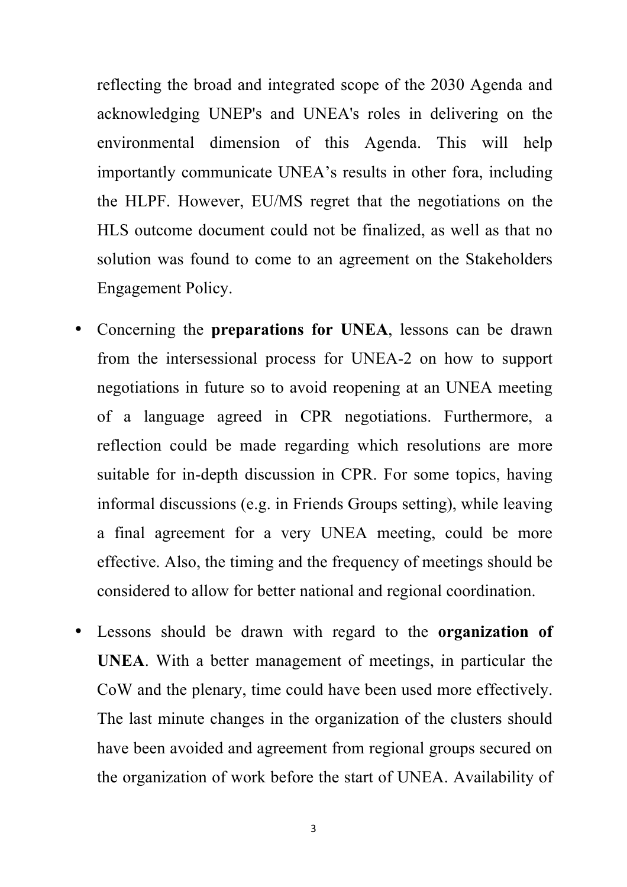reflecting the broad and integrated scope of the 2030 Agenda and acknowledging UNEP's and UNEA's roles in delivering on the environmental dimension of this Agenda. This will help importantly communicate UNEA's results in other fora, including the HLPF. However, EU/MS regret that the negotiations on the HLS outcome document could not be finalized, as well as that no solution was found to come to an agreement on the Stakeholders Engagement Policy.

- Concerning the **preparations for UNEA**, lessons can be drawn from the intersessional process for UNEA-2 on how to support negotiations in future so to avoid reopening at an UNEA meeting of a language agreed in CPR negotiations. Furthermore, a reflection could be made regarding which resolutions are more suitable for in-depth discussion in CPR. For some topics, having informal discussions (e.g. in Friends Groups setting), while leaving a final agreement for a very UNEA meeting, could be more effective. Also, the timing and the frequency of meetings should be considered to allow for better national and regional coordination.
- Lessons should be drawn with regard to the **organization of UNEA**. With a better management of meetings, in particular the CoW and the plenary, time could have been used more effectively. The last minute changes in the organization of the clusters should have been avoided and agreement from regional groups secured on the organization of work before the start of UNEA. Availability of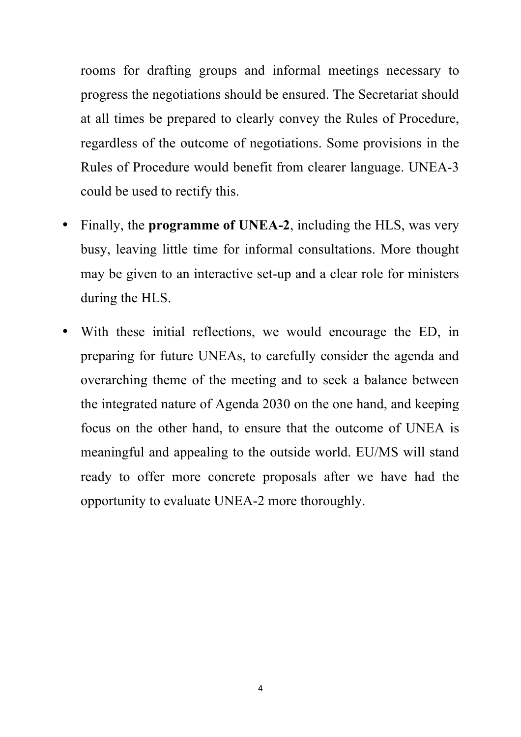rooms for drafting groups and informal meetings necessary to progress the negotiations should be ensured. The Secretariat should at all times be prepared to clearly convey the Rules of Procedure, regardless of the outcome of negotiations. Some provisions in the Rules of Procedure would benefit from clearer language. UNEA-3 could be used to rectify this.

- Finally, the **programme of UNEA-2**, including the HLS, was very busy, leaving little time for informal consultations. More thought may be given to an interactive set-up and a clear role for ministers during the HLS.
- With these initial reflections, we would encourage the ED, in preparing for future UNEAs, to carefully consider the agenda and overarching theme of the meeting and to seek a balance between the integrated nature of Agenda 2030 on the one hand, and keeping focus on the other hand, to ensure that the outcome of UNEA is meaningful and appealing to the outside world. EU/MS will stand ready to offer more concrete proposals after we have had the opportunity to evaluate UNEA-2 more thoroughly.